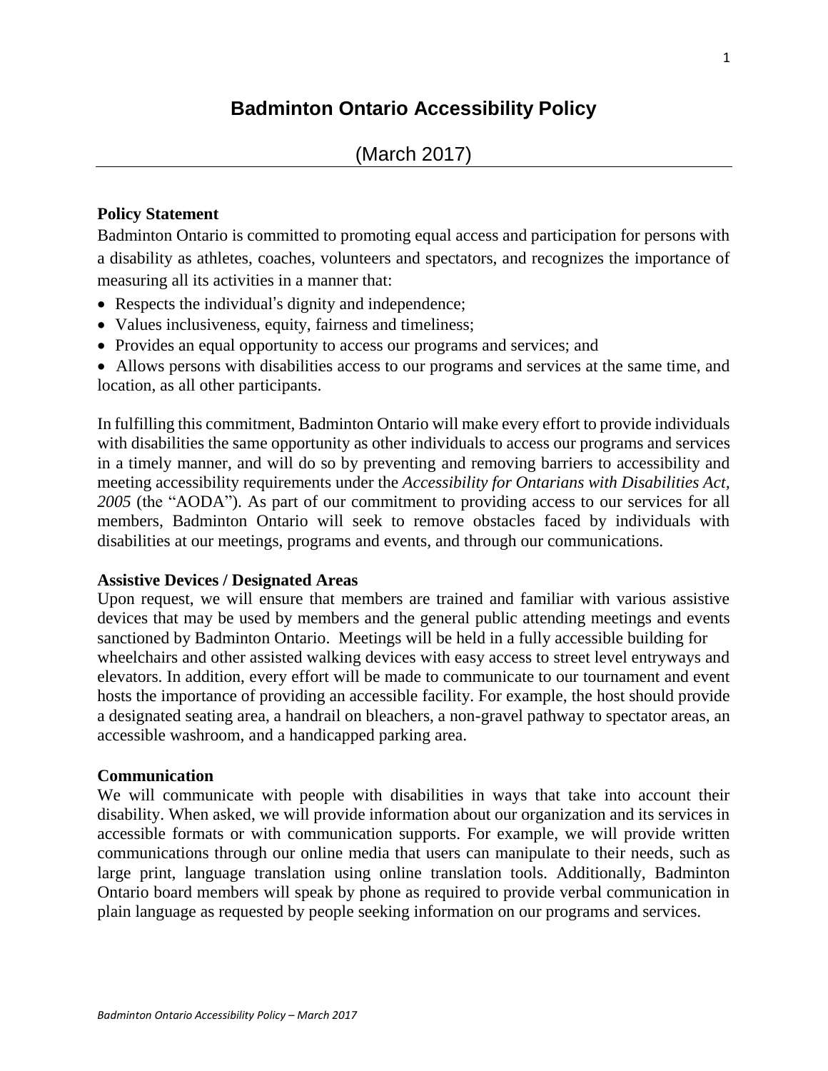# Badminton Ontario Accessibility Policy

(March 2017)

**Policy Statement**

Badminton Ontario is committed to promoting equal access and participation for persons with a disability as athletes, coaches, volunteers and spectators, and recognizes the importance of measuring all its activities in a manner that:

- Respects the individual's dignity and independence;
- Values inclusiveness, equity, fairness and timeliness;
- Provides an equal opportunity to access our programs and services; and
- Allows persons with disabilities access to our programs and services at the same time, and location, as all other participants.

In fulfilling this commitment, Badminton Ontario will make every effort to provide individuals with disabilities the same opportunity as other individuals to access our programs and services in a timely manner, and will do so by preventing and removing barriers to accessibility and meeting accessibility requirements under the *Accessibility for Ontarians with Disabilities Act, 2005* (the "AODA"). As part of our commitment to providing access to our services for all members, Badminton Ontario will seek to remove obstacles faced by individuals with disabilities at our meetings, programs and events, and through our communications.

**Assistive Devices / Designated Areas**

Upon request, we will ensure that members are trained and familiar with various assistive devices that may be used by members and the general public attending meetings and events sanctioned by Badminton Ontario. Meetings will be held in a fully accessible building for wheelchairs and other assisted walking devices with easy access to street level entryways and elevators. In addition, every effort will be made to communicate to our tournament and event hosts the importance of providing an accessible facility. For example, the host should provide a designated seating area, a handrail on bleachers, a non-gravel pathway to spectator areas, an accessible washroom, and a handicapped parking area.

**Communication**

We will communicate with people with disabilities in ways that take into account their disability. When asked, we will provide information about our organization and its services in accessible formats or with communication supports. For example, we will provide written communications through our online media that users can manipulate to their needs, such as large print, language translation using online translation tools. Additionally, Badminton Ontario board members will speak by phone as required to provide verbal communication in plain language as requested by people seeking information on our programs and services.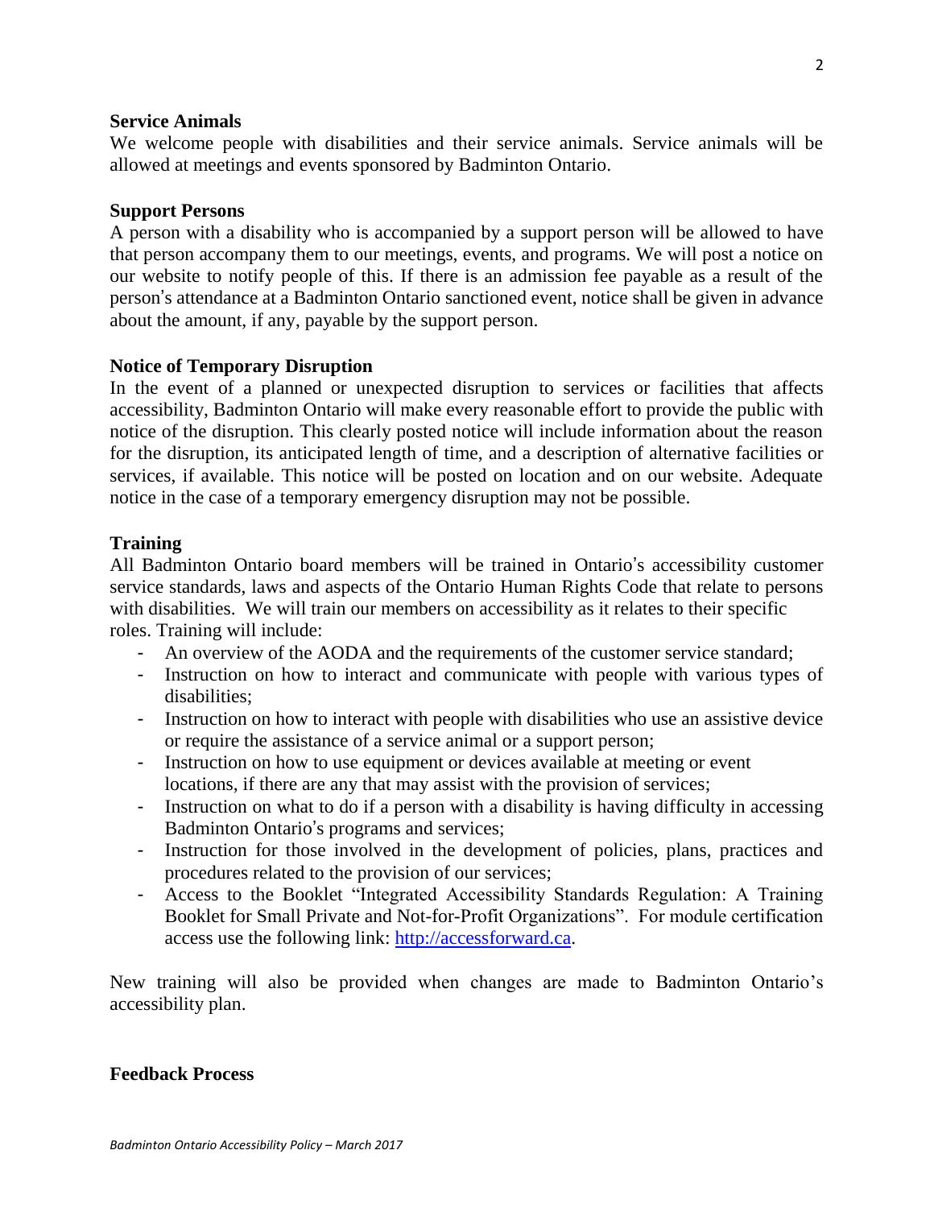**Service Animals**

We welcome people with disabilities and their service animals. Service animals will be allowed at meetings and events sponsored by Badminton Ontario.

**Support Persons**

A person with a disability who is accompanied by a support person will be allowed to have that person accompany them to our meetings, events, and programs. We will post a notice on our website to notify people of this. If there is an admission fee payable as a result of the person's attendance at a Badminton Ontario sanctioned event, notice shall be given in advance about the amount, if any, payable by the support person.

**Notice of Temporary Disruption**

In the event of a planned or unexpected disruption to services or facilities that affects accessibility, Badminton Ontario will make every reasonable effort to provide the public with notice of the disruption. This clearly posted notice will include information about the reason for the disruption, its anticipated length of time, and a description of alternative facilities or services, if available. This notice will be posted on location and on our website. Adequate notice in the case of a temporary emergency disruption may not be possible.

**Training**

All Badminton Ontario board members will be trained in Ontario's accessibility customer service standards, laws and aspects of the Ontario Human Rights Code that relate to persons with disabilities. We will train our members on accessibility as it relates to their specific roles. Training will include:

- An overview of the AODA and the requirements of the customer service standard;
- Instruction on how to interact and communicate with people with various types of disabilities;
- Instruction on how to interact with people with disabilities who use an assistive device or require the assistance of a service animal or a support person;
- Instruction on how to use equipment or devices available at meeting or event locations, if there are any that may assist with the provision of services;
- Instruction on what to do if a person with a disability is having difficulty in accessing Badminton Ontario's programs and services;
- Instruction for those involved in the development of policies, plans, practices and procedures related to the provision of our services;
- Access to the Booklet "Integrated Accessibility Standards Regulation: A Training Booklet for Small Private and Not-for-Profit Organizations". For module certification access use the following link: [http://accessforward.ca](http://accessforward.ca).

New training will also be provided when changes are made to Badminton Ontario's accessibility plan.

**Feedback Process**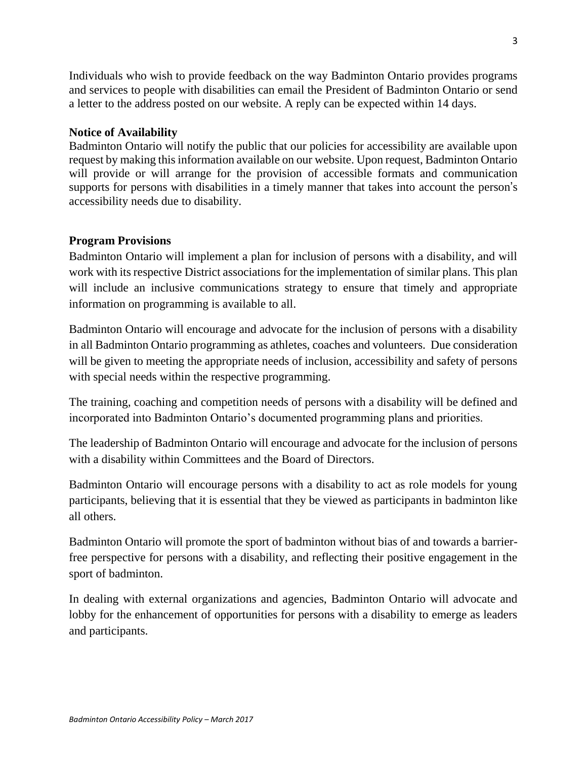Individuals who wish to provide feedback on the way Badminton Ontario provides programs and services to people with disabilities can email the President of Badminton Ontario or send a letter to the address posted on our website. A reply can be expected within 14 days.

**Notice of Availability**

Badminton Ontario will notify the public that our policies for accessibility are available upon request by making this information available on our website. Upon request, Badminton Ontario will provide or will arrange for the provision of accessible formats and communication supports for persons with disabilities in a timely manner that takes into account the person's accessibility needs due to disability.

**Program Provisions**

Badminton Ontario will implement a plan for inclusion of persons with a disability, and will work with its respective District associations for the implementation of similar plans. This plan will include an inclusive communications strategy to ensure that timely and appropriate information on programming is available to all.

Badminton Ontario will encourage and advocate for the inclusion of persons with a disability in all Badminton Ontario programming as athletes, coaches and volunteers. Due consideration will be given to meeting the appropriate needs of inclusion, accessibility and safety of persons with special needs within the respective programming.

The training, coaching and competition needs of persons with a disability will be defined and incorporated into Badminton Ontario's documented programming plans and priorities.

The leadership of Badminton Ontario will encourage and advocate for the inclusion of persons with a disability within Committees and the Board of Directors.

Badminton Ontario will encourage persons with a disability to act as role models for young participants, believing that it is essential that they be viewed as participants in badminton like all others.

Badminton Ontario will promote the sport of badminton without bias of and towards a barrier-free perspective for persons with a disability, and reflecting their positive engagement in the sport of badminton.

In dealing with external organizations and agencies, Badminton Ontario will advocate and lobby for the enhancement of opportunities for persons with a disability to emerge as leaders and participants.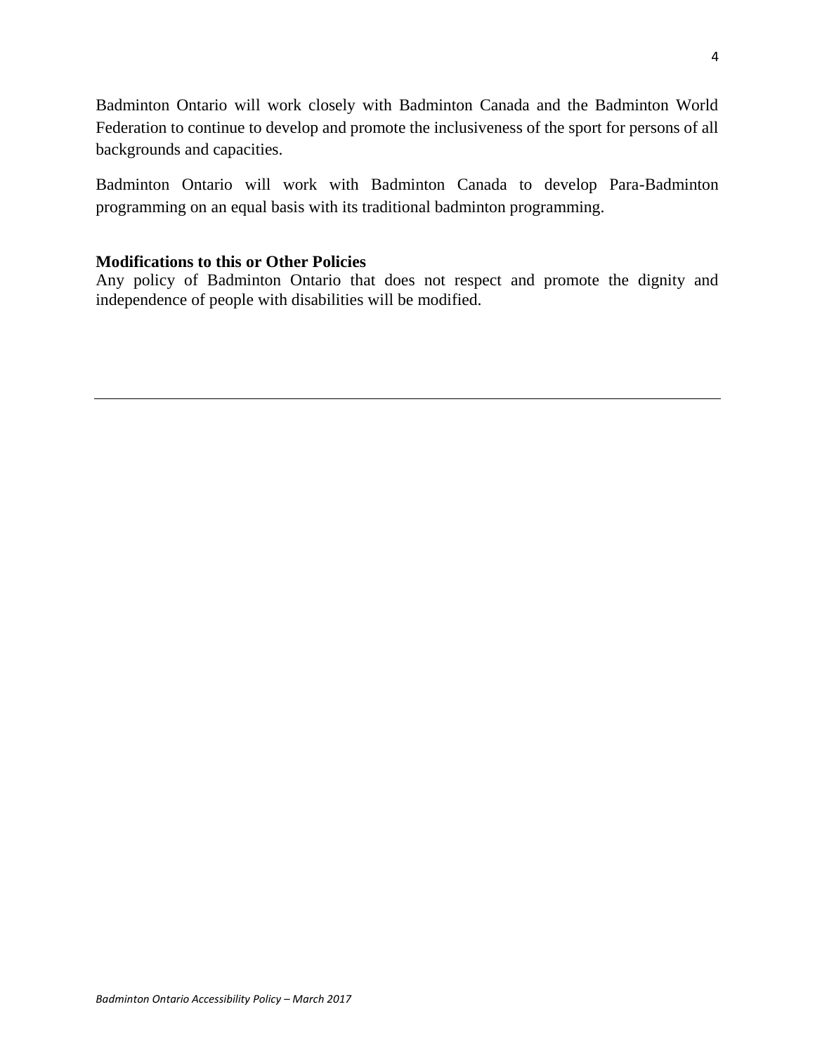Badminton Ontario will work closely with Badminton Canada and the Badminton World Federation to continue to develop and promote the inclusiveness of the sport for persons of all backgrounds and capacities.

Badminton Ontario will work with Badminton Canada to develop Para-Badminton programming on an equal basis with its traditional badminton programming.

**Modifications to this or Other Policies**

Any policy of Badminton Ontario that does not respect and promote the dignity and independence of people with disabilities will be modified.

---